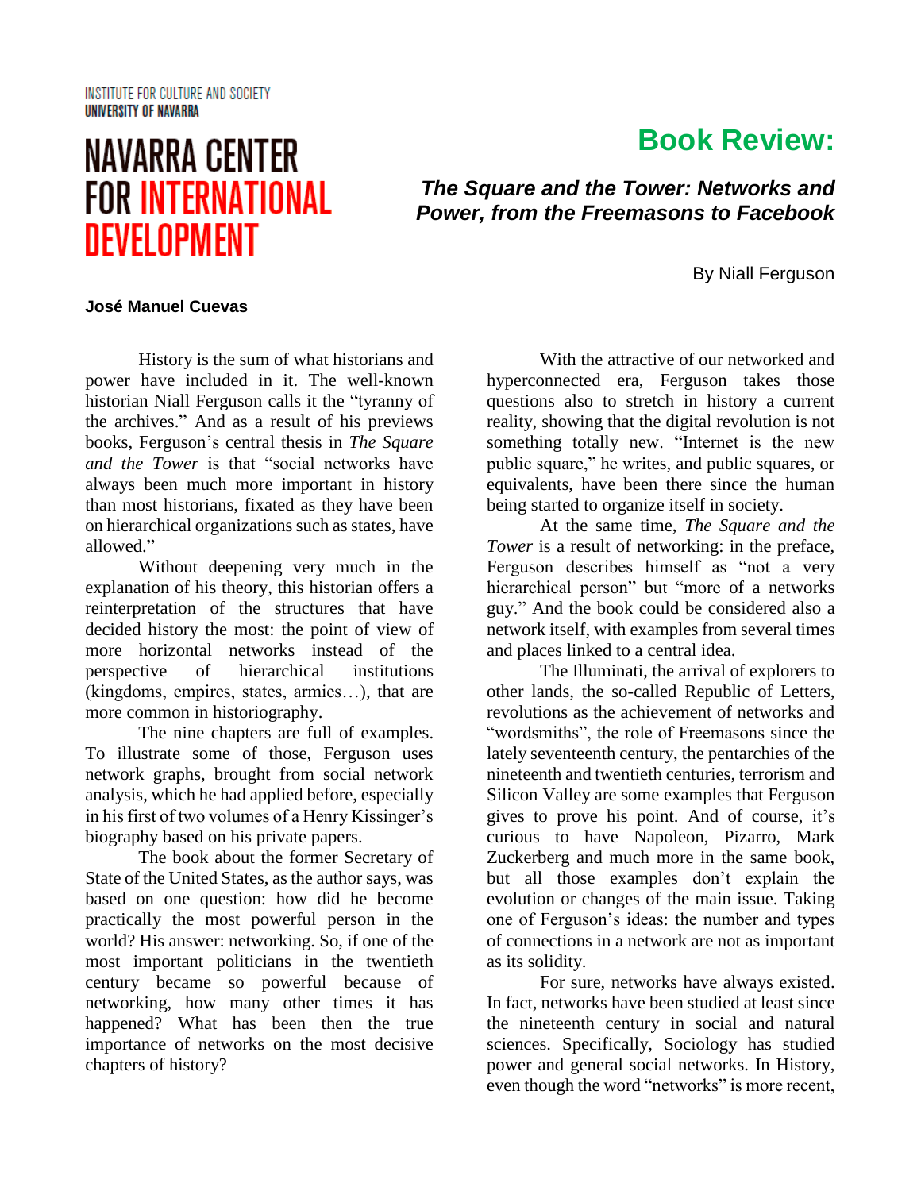INSTITUTE FOR CULTURE AND SOCIETY
UNIVERSITY OF NAVARRA

# NAVARRA CENTER FOR INTERNATIONAL DEVELOPMENT

# Book Review:

## *The Square and the Tower: Networks and Power, from the Freemasons to Facebook*

By Niall Ferguson

**José Manuel Cuevas**

History is the sum of what historians and power have included in it. The well-known historian Niall Ferguson calls it the "tyranny of the archives." And as a result of his previews books, Ferguson's central thesis in *The Square and the Tower* is that "social networks have always been much more important in history than most historians, fixated as they have been on hierarchical organizations such as states, have allowed."

Without deepening very much in the explanation of his theory, this historian offers a reinterpretation of the structures that have decided history the most: the point of view of more horizontal networks instead of the perspective of hierarchical institutions (kingdoms, empires, states, armies…), that are more common in historiography.

The nine chapters are full of examples. To illustrate some of those, Ferguson uses network graphs, brought from social network analysis, which he had applied before, especially in his first of two volumes of a Henry Kissinger's biography based on his private papers.

The book about the former Secretary of State of the United States, as the author says, was based on one question: how did he become practically the most powerful person in the world? His answer: networking. So, if one of the most important politicians in the twentieth century became so powerful because of networking, how many other times it has happened? What has been then the true importance of networks on the most decisive chapters of history?

With the attractive of our networked and hyperconnected era, Ferguson takes those questions also to stretch in history a current reality, showing that the digital revolution is not something totally new. "Internet is the new public square," he writes, and public squares, or equivalents, have been there since the human being started to organize itself in society.

At the same time, *The Square and the Tower* is a result of networking: in the preface, Ferguson describes himself as "not a very hierarchical person" but "more of a networks guy." And the book could be considered also a network itself, with examples from several times and places linked to a central idea.

The Illuminati, the arrival of explorers to other lands, the so-called Republic of Letters, revolutions as the achievement of networks and "wordsmiths", the role of Freemasons since the lately seventeenth century, the pentarchies of the nineteenth and twentieth centuries, terrorism and Silicon Valley are some examples that Ferguson gives to prove his point. And of course, it's curious to have Napoleon, Pizarro, Mark Zuckerberg and much more in the same book, but all those examples don't explain the evolution or changes of the main issue. Taking one of Ferguson's ideas: the number and types of connections in a network are not as important as its solidity.

For sure, networks have always existed. In fact, networks have been studied at least since the nineteenth century in social and natural sciences. Specifically, Sociology has studied power and general social networks. In History, even though the word "networks" is more recent,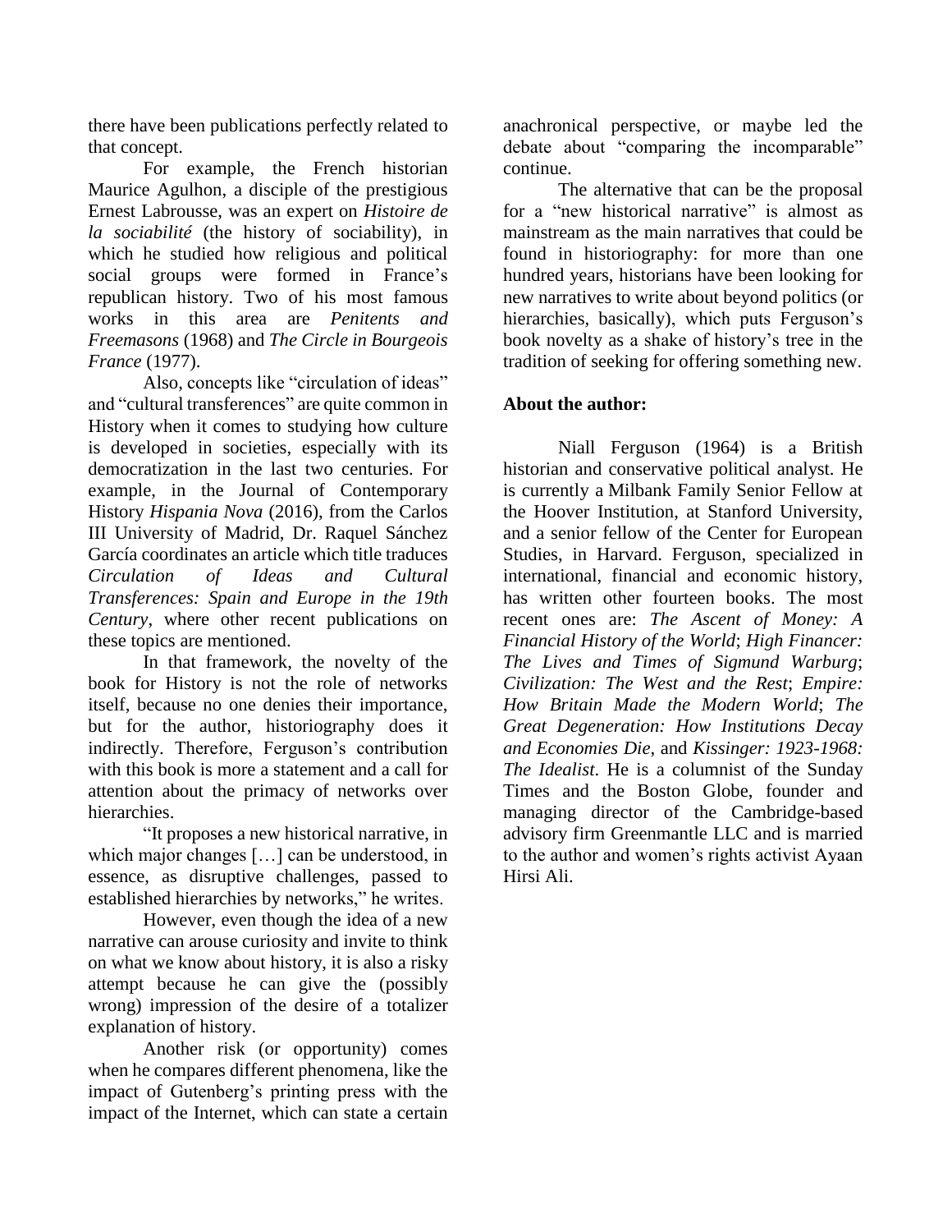there have been publications perfectly related to that concept.

For example, the French historian Maurice Agulhon, a disciple of the prestigious Ernest Labrousse, was an expert on *Histoire de la sociabilité* (the history of sociability), in which he studied how religious and political social groups were formed in France's republican history. Two of his most famous works in this area are *Penitents and Freemasons* (1968) and *The Circle in Bourgeois France* (1977).

Also, concepts like "circulation of ideas" and "cultural transferences" are quite common in History when it comes to studying how culture is developed in societies, especially with its democratization in the last two centuries. For example, in the Journal of Contemporary History *Hispania Nova* (2016), from the Carlos III University of Madrid, Dr. Raquel Sánchez García coordinates an article which title traduces *Circulation of Ideas and Cultural Transferences: Spain and Europe in the 19th Century*, where other recent publications on these topics are mentioned.

In that framework, the novelty of the book for History is not the role of networks itself, because no one denies their importance, but for the author, historiography does it indirectly. Therefore, Ferguson's contribution with this book is more a statement and a call for attention about the primacy of networks over hierarchies.

"It proposes a new historical narrative, in which major changes […] can be understood, in essence, as disruptive challenges, passed to established hierarchies by networks," he writes.

However, even though the idea of a new narrative can arouse curiosity and invite to think on what we know about history, it is also a risky attempt because he can give the (possibly wrong) impression of the desire of a totalizer explanation of history.

Another risk (or opportunity) comes when he compares different phenomena, like the impact of Gutenberg's printing press with the impact of the Internet, which can state a certain anachronical perspective, or maybe led the debate about "comparing the incomparable" continue.

The alternative that can be the proposal for a "new historical narrative" is almost as mainstream as the main narratives that could be found in historiography: for more than one hundred years, historians have been looking for new narratives to write about beyond politics (or hierarchies, basically), which puts Ferguson's book novelty as a shake of history's tree in the tradition of seeking for offering something new.

**About the author:**

Niall Ferguson (1964) is a British historian and conservative political analyst. He is currently a Milbank Family Senior Fellow at the Hoover Institution, at Stanford University, and a senior fellow of the Center for European Studies, in Harvard. Ferguson, specialized in international, financial and economic history, has written other fourteen books. The most recent ones are: *The Ascent of Money: A Financial History of the World*; *High Financer: The Lives and Times of Sigmund Warburg*; *Civilization: The West and the Rest*; *Empire: How Britain Made the Modern World*; *The Great Degeneration: How Institutions Decay and Economies Die*, and *Kissinger: 1923-1968: The Idealist*. He is a columnist of the Sunday Times and the Boston Globe, founder and managing director of the Cambridge-based advisory firm Greenmantle LLC and is married to the author and women's rights activist Ayaan Hirsi Ali.